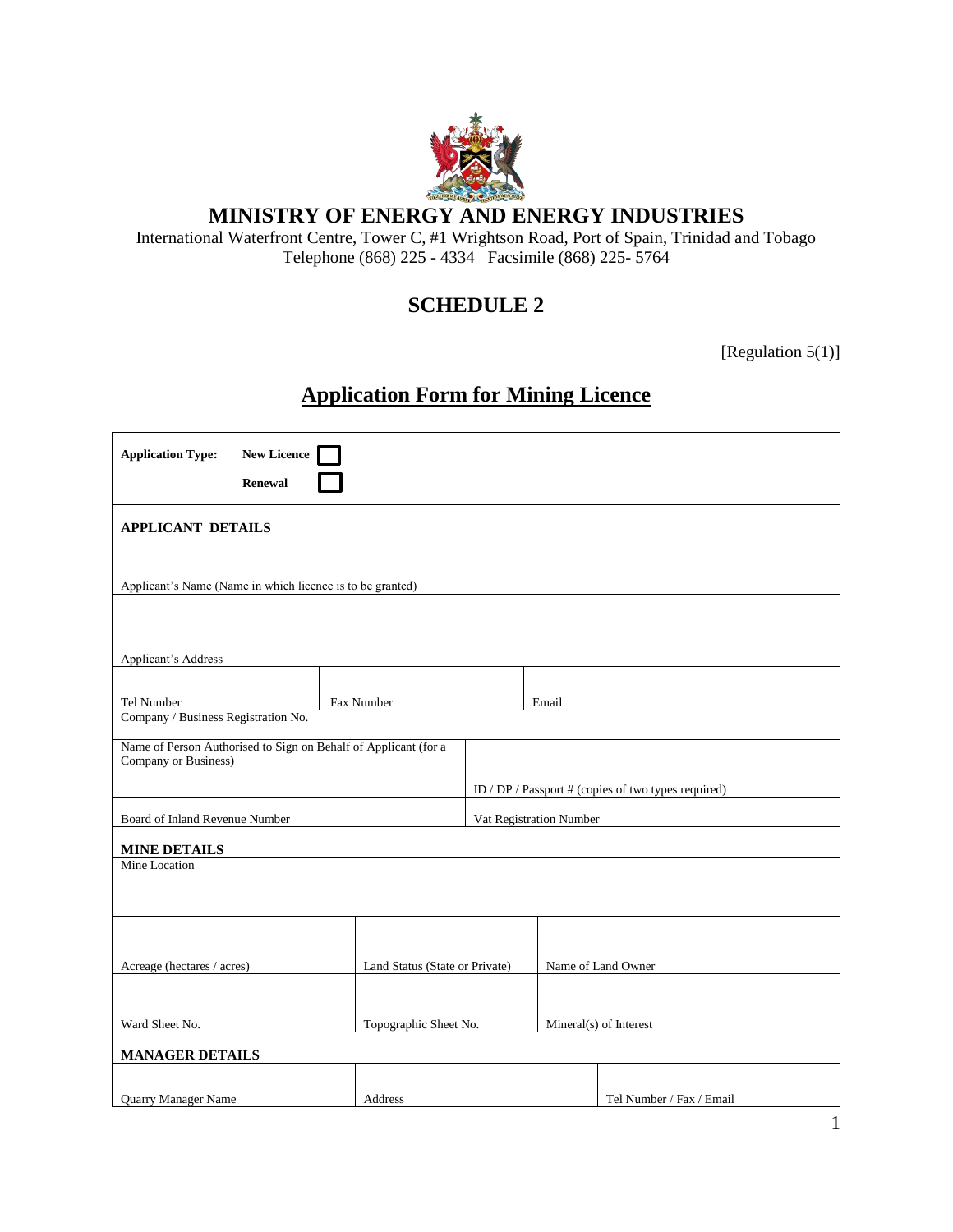# MINISTRY OF ENERGY AND ENERGY INDUSTRIES

International Waterfront Centre, Tower C, #1 Wrightson Road, Port of Spain, Trinidad and Tobago
Telephone (868) 225 - 4334 Facsimile (868) 225- 5764

## SCHEDULE 2

[Regulation 5(1)]

## Application Form for Mining Licence

**Application Type:** **New Licence** ☐
**Renewal** ☐

**APPLICANT DETAILS**

| Applicant's Name (Name in which licence is to be granted) | | |
|---|---|---|
| Applicant's Address | | |
| Tel Number | Fax Number | Email |
| Company / Business Registration No. | | |

| Name of Person Authorised to Sign on Behalf of Applicant (for a Company or Business) | ID / DP / Passport # (copies of two types required) |
|---|---|
| Board of Inland Revenue Number | Vat Registration Number |

**MINE DETAILS**

| Mine Location | | |
|---|---|---|
| Acreage (hectares / acres) | Land Status (State or Private) | Name of Land Owner |
| Ward Sheet No. | Topographic Sheet No. | Mineral(s) of Interest |

**MANAGER DETAILS**

| Quarry Manager Name | Address | Tel Number / Fax / Email |
|---|---|---|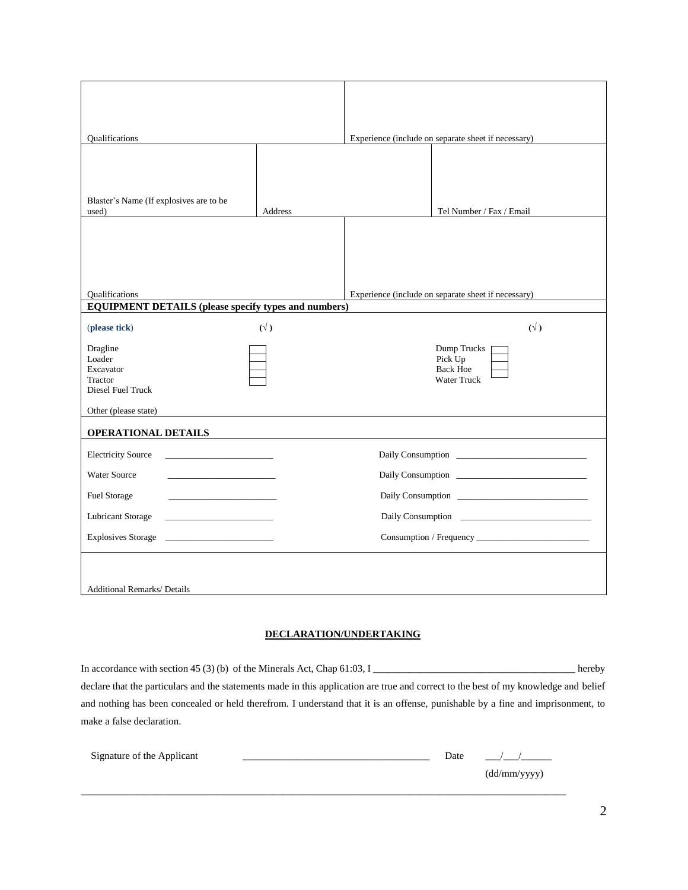| | |
|---|---|
| Qualifications | Experience (include on separate sheet if necessary) |

| | | |
|---|---|---|
| Blaster's Name (If explosives are to be used) | Address | Tel Number / Fax / Email |

| | |
|---|---|
| Qualifications | Experience (include on separate sheet if necessary) |

**EQUIPMENT DETAILS (please specify types and numbers)**

| (please tick) | (√) | | (√) |
|---|---|---|---|
| Dragline | ☐ | Dump Trucks | ☐ |
| Loader | ☐ | Pick Up | ☐ |
| Excavator | ☐ | Back Hoe | ☐ |
| Tractor | ☐ | Water Truck | ☐ |
| Diesel Fuel Truck | ☐ | | |

Other (please state)

**OPERATIONAL DETAILS**

| | | | |
|---|---|---|---|
| Electricity Source | ____________________ | Daily Consumption | ____________________ |
| Water Source | ____________________ | Daily Consumption | ____________________ |
| Fuel Storage | ____________________ | Daily Consumption | ____________________ |
| Lubricant Storage | ____________________ | Daily Consumption | ____________________ |
| Explosives Storage | ____________________ | Consumption / Frequency | ____________________ |

Additional Remarks/ Details

## DECLARATION/UNDERTAKING

In accordance with section 45 (3) (b) of the Minerals Act, Chap 61:03, I ________________________________________ hereby declare that the particulars and the statements made in this application are true and correct to the best of my knowledge and belief and nothing has been concealed or held therefrom. I understand that it is an offense, punishable by a fine and imprisonment, to make a false declaration.

Signature of the Applicant ____________________________________ Date ___/___/______ (dd/mm/yyyy)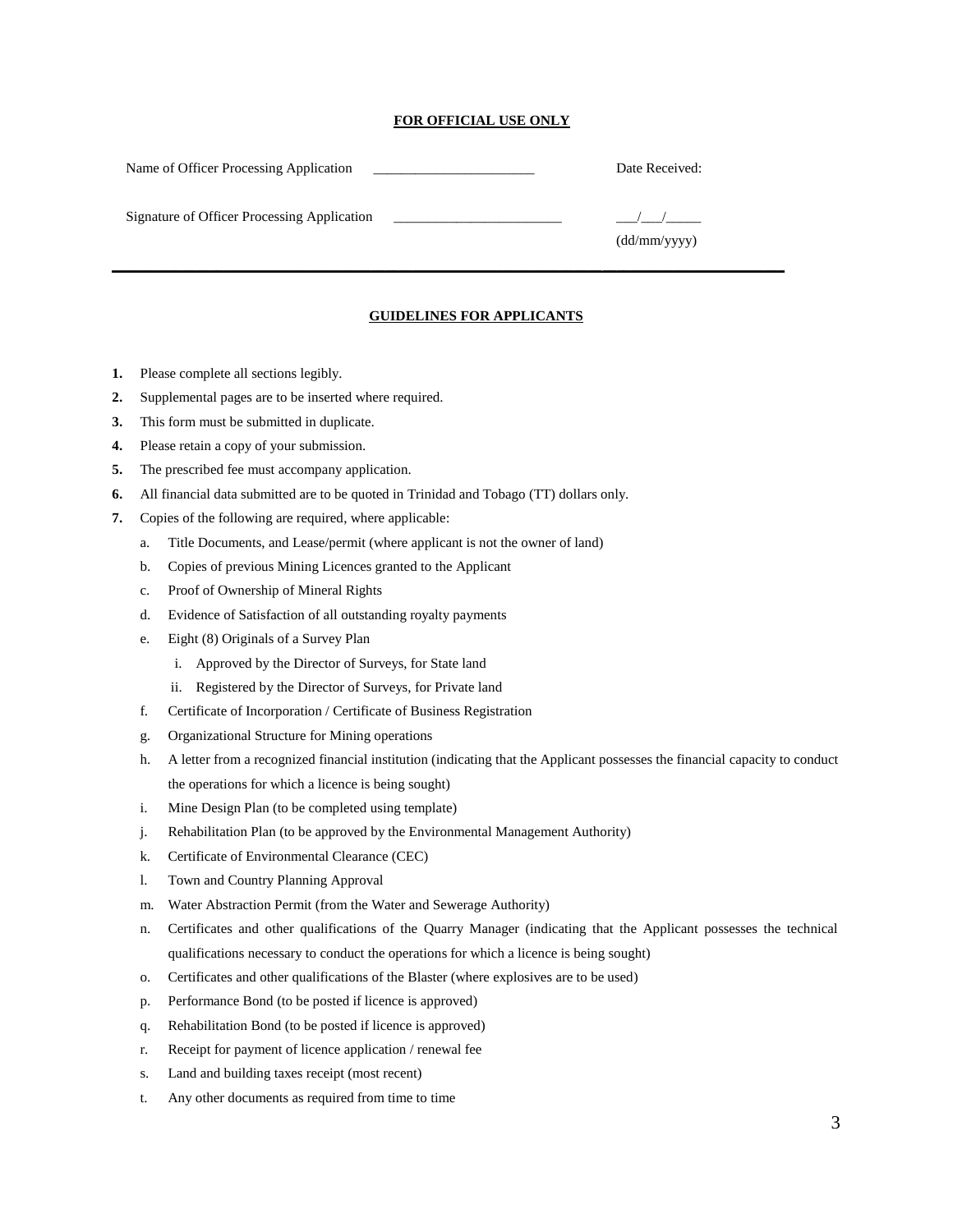**FOR OFFICIAL USE ONLY**

| | | |
|---|---|---|
| Name of Officer Processing Application | _______________________ | Date Received: |
| Signature of Officer Processing Application | ________________________ | ___/___/_____ (dd/mm/yyyy) |

---

**GUIDELINES FOR APPLICANTS**

1. Please complete all sections legibly.
2. Supplemental pages are to be inserted where required.
3. This form must be submitted in duplicate.
4. Please retain a copy of your submission.
5. The prescribed fee must accompany application.
6. All financial data submitted are to be quoted in Trinidad and Tobago (TT) dollars only.
7. Copies of the following are required, where applicable:
   a. Title Documents, and Lease/permit (where applicant is not the owner of land)
   b. Copies of previous Mining Licences granted to the Applicant
   c. Proof of Ownership of Mineral Rights
   d. Evidence of Satisfaction of all outstanding royalty payments
   e. Eight (8) Originals of a Survey Plan
      i. Approved by the Director of Surveys, for State land
      ii. Registered by the Director of Surveys, for Private land
   f. Certificate of Incorporation / Certificate of Business Registration
   g. Organizational Structure for Mining operations
   h. A letter from a recognized financial institution (indicating that the Applicant possesses the financial capacity to conduct the operations for which a licence is being sought)
   i. Mine Design Plan (to be completed using template)
   j. Rehabilitation Plan (to be approved by the Environmental Management Authority)
   k. Certificate of Environmental Clearance (CEC)
   l. Town and Country Planning Approval
   m. Water Abstraction Permit (from the Water and Sewerage Authority)
   n. Certificates and other qualifications of the Quarry Manager (indicating that the Applicant possesses the technical qualifications necessary to conduct the operations for which a licence is being sought)
   o. Certificates and other qualifications of the Blaster (where explosives are to be used)
   p. Performance Bond (to be posted if licence is approved)
   q. Rehabilitation Bond (to be posted if licence is approved)
   r. Receipt for payment of licence application / renewal fee
   s. Land and building taxes receipt (most recent)
   t. Any other documents as required from time to time